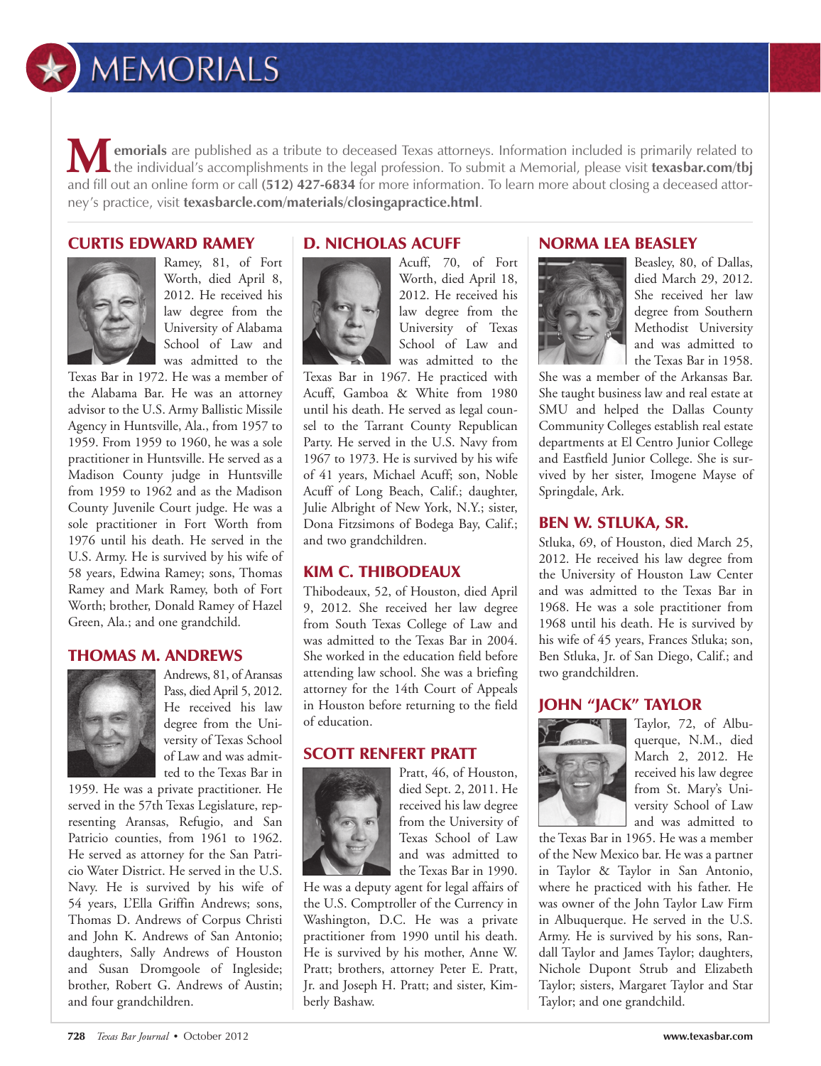# MEMORIALS

**Memorials** are published as a tribute to deceased Texas attorneys. Information included is primarily related to the individual's accomplishments in the legal profession. To submit a Memorial, please visit **texasbar.com/tbj** and fill out an online form or call **(512) 427-6834** for more information. To learn more about closing a deceased attorney's practice, visit **texasbarcle.com/materials/closingapractice.html**.

## CURTIS EDWARD RAMEY

Ramey, 81, of Fort Worth, died April 8, 2012. He received his law degree from the University of Alabama School of Law and was admitted to the Texas Bar in 1972. He was a member of the Alabama Bar. He was an attorney advisor to the U.S. Army Ballistic Missile Agency in Huntsville, Ala., from 1957 to 1959. From 1959 to 1960, he was a sole practitioner in Huntsville. He served as a Madison County judge in Huntsville from 1959 to 1962 and as the Madison County Juvenile Court judge. He was a sole practitioner in Fort Worth from 1976 until his death. He served in the U.S. Army. He is survived by his wife of 58 years, Edwina Ramey; sons, Thomas Ramey and Mark Ramey, both of Fort Worth; brother, Donald Ramey of Hazel Green, Ala.; and one grandchild.

## THOMAS M. ANDREWS

Andrews, 81, of Aransas Pass, died April 5, 2012. He received his law degree from the University of Texas School of Law and was admitted to the Texas Bar in 1959. He was a private practitioner. He served in the 57th Texas Legislature, representing Aransas, Refugio, and San Patricio counties, from 1961 to 1962. He served as attorney for the San Patricio Water District. He served in the U.S. Navy. He is survived by his wife of 54 years, L'Ella Griffin Andrews; sons, Thomas D. Andrews of Corpus Christi and John K. Andrews of San Antonio; daughters, Sally Andrews of Houston and Susan Dromgoole of Ingleside; brother, Robert G. Andrews of Austin; and four grandchildren.

## D. NICHOLAS ACUFF

Acuff, 70, of Fort Worth, died April 18, 2012. He received his law degree from the University of Texas School of Law and was admitted to the Texas Bar in 1967. He practiced with Acuff, Gamboa & White from 1980 until his death. He served as legal counsel to the Tarrant County Republican Party. He served in the U.S. Navy from 1967 to 1973. He is survived by his wife of 41 years, Michael Acuff; son, Noble Acuff of Long Beach, Calif.; daughter, Julie Albright of New York, N.Y.; sister, Dona Fitzsimons of Bodega Bay, Calif.; and two grandchildren.

## KIM C. THIBODEAUX

Thibodeaux, 52, of Houston, died April 9, 2012. She received her law degree from South Texas College of Law and was admitted to the Texas Bar in 2004. She worked in the education field before attending law school. She was a briefing attorney for the 14th Court of Appeals in Houston before returning to the field of education.

## SCOTT RENFERT PRATT

Pratt, 46, of Houston, died Sept. 2, 2011. He received his law degree from the University of Texas School of Law and was admitted to the Texas Bar in 1990. He was a deputy agent for legal affairs of the U.S. Comptroller of the Currency in Washington, D.C. He was a private practitioner from 1990 until his death. He is survived by his mother, Anne W. Pratt; brothers, attorney Peter E. Pratt, Jr. and Joseph H. Pratt; and sister, Kimberly Bashaw.

## NORMA LEA BEASLEY

Beasley, 80, of Dallas, died March 29, 2012. She received her law degree from Southern Methodist University and was admitted to the Texas Bar in 1958. She was a member of the Arkansas Bar. She taught business law and real estate at SMU and helped the Dallas County Community Colleges establish real estate departments at El Centro Junior College and Eastfield Junior College. She is survived by her sister, Imogene Mayse of Springdale, Ark.

## BEN W. STLUKA, SR.

Stluka, 69, of Houston, died March 25, 2012. He received his law degree from the University of Houston Law Center and was admitted to the Texas Bar in 1968. He was a sole practitioner from 1968 until his death. He is survived by his wife of 45 years, Frances Stluka; son, Ben Stluka, Jr. of San Diego, Calif.; and two grandchildren.

## JOHN "JACK" TAYLOR

Taylor, 72, of Albuquerque, N.M., died March 2, 2012. He received his law degree from St. Mary's University School of Law and was admitted to the Texas Bar in 1965. He was a member of the New Mexico bar. He was a partner in Taylor & Taylor in San Antonio, where he practiced with his father. He was owner of the John Taylor Law Firm in Albuquerque. He served in the U.S. Army. He is survived by his sons, Randall Taylor and James Taylor; daughters, Nichole Dupont Strub and Elizabeth Taylor; sisters, Margaret Taylor and Star Taylor; and one grandchild.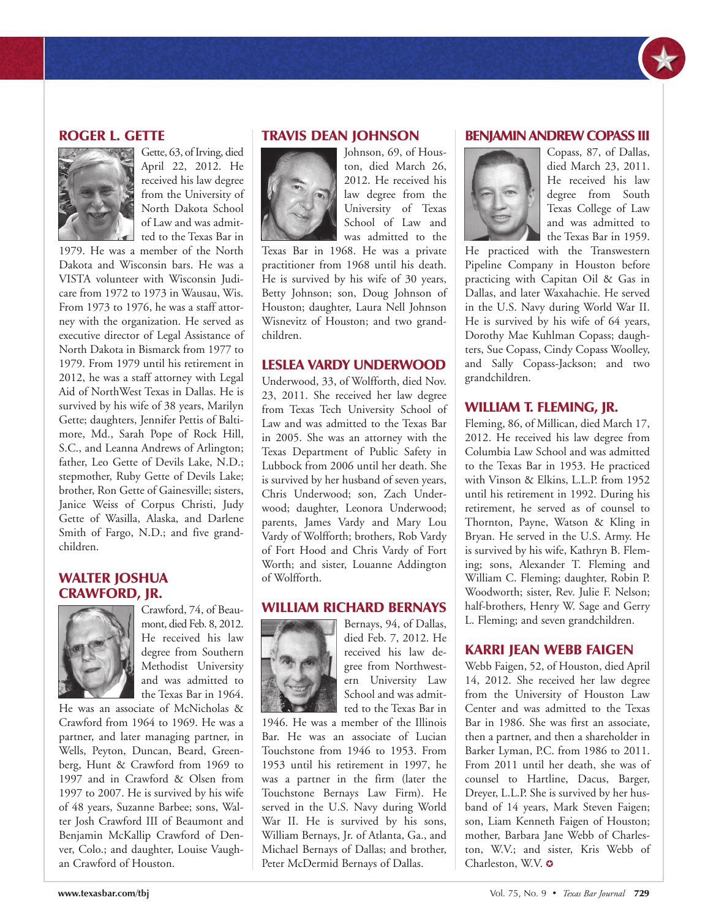## ROGER L. GETTE

Gette, 63, of Irving, died April 22, 2012. He received his law degree from the University of North Dakota School of Law and was admitted to the Texas Bar in 1979. He was a member of the North Dakota and Wisconsin bars. He was a VISTA volunteer with Wisconsin Judicare from 1972 to 1973 in Wausau, Wis. From 1973 to 1976, he was a staff attorney with the organization. He served as executive director of Legal Assistance of North Dakota in Bismarck from 1977 to 1979. From 1979 until his retirement in 2012, he was a staff attorney with Legal Aid of NorthWest Texas in Dallas. He is survived by his wife of 38 years, Marilyn Gette; daughters, Jennifer Pettis of Baltimore, Md., Sarah Pope of Rock Hill, S.C., and Leanna Andrews of Arlington; father, Leo Gette of Devils Lake, N.D.; stepmother, Ruby Gette of Devils Lake; brother, Ron Gette of Gainesville; sisters, Janice Weiss of Corpus Christi, Judy Gette of Wasilla, Alaska, and Darlene Smith of Fargo, N.D.; and five grandchildren.

## WALTER JOSHUA CRAWFORD, JR.

Crawford, 74, of Beaumont, died Feb. 8, 2012. He received his law degree from Southern Methodist University and was admitted to the Texas Bar in 1964. He was an associate of McNicholas & Crawford from 1964 to 1969. He was a partner, and later managing partner, in Wells, Peyton, Duncan, Beard, Greenberg, Hunt & Crawford from 1969 to 1997 and in Crawford & Olsen from 1997 to 2007. He is survived by his wife of 48 years, Suzanne Barbee; sons, Walter Josh Crawford III of Beaumont and Benjamin McKallip Crawford of Denver, Colo.; and daughter, Louise Vaughan Crawford of Houston.

## TRAVIS DEAN JOHNSON

Johnson, 69, of Houston, died March 26, 2012. He received his law degree from the University of Texas School of Law and was admitted to the Texas Bar in 1968. He was a private practitioner from 1968 until his death. He is survived by his wife of 30 years, Betty Johnson; son, Doug Johnson of Houston; daughter, Laura Nell Johnson Wisnevitz of Houston; and two grandchildren.

## LESLEA VARDY UNDERWOOD

Underwood, 33, of Wolfforth, died Nov. 23, 2011. She received her law degree from Texas Tech University School of Law and was admitted to the Texas Bar in 2005. She was an attorney with the Texas Department of Public Safety in Lubbock from 2006 until her death. She is survived by her husband of seven years, Chris Underwood; son, Zach Underwood; daughter, Leonora Underwood; parents, James Vardy and Mary Lou Vardy of Wolfforth; brothers, Rob Vardy of Fort Hood and Chris Vardy of Fort Worth; and sister, Louanne Addington of Wolfforth.

## WILLIAM RICHARD BERNAYS

Bernays, 94, of Dallas, died Feb. 7, 2012. He received his law degree from Northwestern University Law School and was admitted to the Texas Bar in 1946. He was a member of the Illinois Bar. He was an associate of Lucian Touchstone from 1946 to 1953. From 1953 until his retirement in 1997, he was a partner in the firm (later the Touchstone Bernays Law Firm). He served in the U.S. Navy during World War II. He is survived by his sons, William Bernays, Jr. of Atlanta, Ga., and Michael Bernays of Dallas; and brother, Peter McDermid Bernays of Dallas.

## BENJAMIN ANDREW COPASS III

Copass, 87, of Dallas, died March 23, 2011. He received his law degree from South Texas College of Law and was admitted to the Texas Bar in 1959. He practiced with the Transwestern Pipeline Company in Houston before practicing with Capitan Oil & Gas in Dallas, and later Waxahachie. He served in the U.S. Navy during World War II. He is survived by his wife of 64 years, Dorothy Mae Kuhlman Copass; daughters, Sue Copass, Cindy Copass Woolley, and Sally Copass-Jackson; and two grandchildren.

## WILLIAM T. FLEMING, JR.

Fleming, 86, of Millican, died March 17, 2012. He received his law degree from Columbia Law School and was admitted to the Texas Bar in 1953. He practiced with Vinson & Elkins, L.L.P. from 1952 until his retirement in 1992. During his retirement, he served as of counsel to Thornton, Payne, Watson & Kling in Bryan. He served in the U.S. Army. He is survived by his wife, Kathryn B. Fleming; sons, Alexander T. Fleming and William C. Fleming; daughter, Robin P. Woodworth; sister, Rev. Julie F. Nelson; half-brothers, Henry W. Sage and Gerry L. Fleming; and seven grandchildren.

## KARRI JEAN WEBB FAIGEN

Webb Faigen, 52, of Houston, died April 14, 2012. She received her law degree from the University of Houston Law Center and was admitted to the Texas Bar in 1986. She was first an associate, then a partner, and then a shareholder in Barker Lyman, P.C. from 1986 to 2011. From 2011 until her death, she was of counsel to Hartline, Dacus, Barger, Dreyer, L.L.P. She is survived by her husband of 14 years, Mark Steven Faigen; son, Liam Kenneth Faigen of Houston; mother, Barbara Jane Webb of Charleston, W.V.; and sister, Kris Webb of Charleston, W.V.